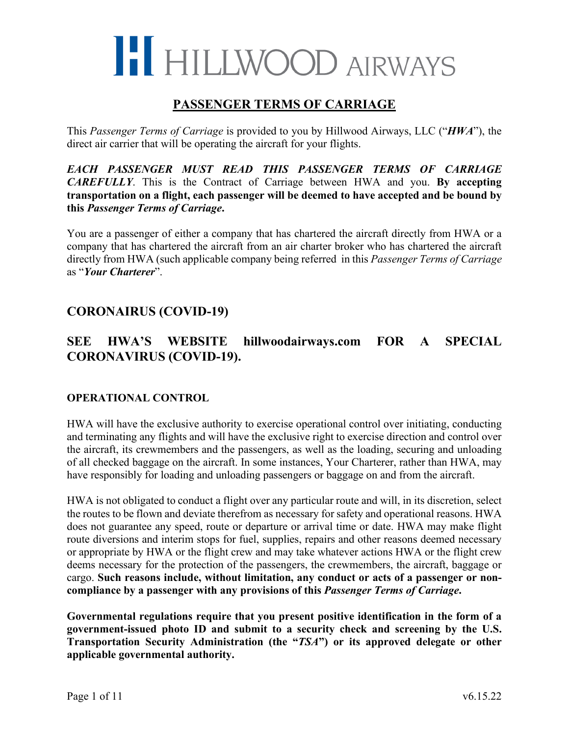# HILLWOOD AIRWAYS

## PASSENGER TERMS OF CARRIAGE

This *Passenger Terms of Carriage* is provided to you by Hillwood Airways, LLC ("***HWA***"), the direct air carrier that will be operating the aircraft for your flights.

***EACH PASSENGER MUST READ THIS PASSENGER TERMS OF CARRIAGE CAREFULLY***. This is the Contract of Carriage between HWA and you. **By accepting transportation on a flight, each passenger will be deemed to have accepted and be bound by this *Passenger Terms of Carriage*.**

You are a passenger of either a company that has chartered the aircraft directly from HWA or a company that has chartered the aircraft from an air charter broker who has chartered the aircraft directly from HWA (such applicable company being referred in this *Passenger Terms of Carriage* as "***Your Charterer***".

## CORONAIRUS (COVID-19)

## SEE HWA'S WEBSITE hillwoodairways.com FOR A SPECIAL CORONAVIRUS (COVID-19).

### OPERATIONAL CONTROL

HWA will have the exclusive authority to exercise operational control over initiating, conducting and terminating any flights and will have the exclusive right to exercise direction and control over the aircraft, its crewmembers and the passengers, as well as the loading, securing and unloading of all checked baggage on the aircraft. In some instances, Your Charterer, rather than HWA, may have responsibly for loading and unloading passengers or baggage on and from the aircraft.

HWA is not obligated to conduct a flight over any particular route and will, in its discretion, select the routes to be flown and deviate therefrom as necessary for safety and operational reasons. HWA does not guarantee any speed, route or departure or arrival time or date. HWA may make flight route diversions and interim stops for fuel, supplies, repairs and other reasons deemed necessary or appropriate by HWA or the flight crew and may take whatever actions HWA or the flight crew deems necessary for the protection of the passengers, the crewmembers, the aircraft, baggage or cargo. **Such reasons include, without limitation, any conduct or acts of a passenger or non-compliance by a passenger with any provisions of this *Passenger Terms of Carriage*.**

**Governmental regulations require that you present positive identification in the form of a government-issued photo ID and submit to a security check and screening by the U.S. Transportation Security Administration (the "*TSA*") or its approved delegate or other applicable governmental authority.**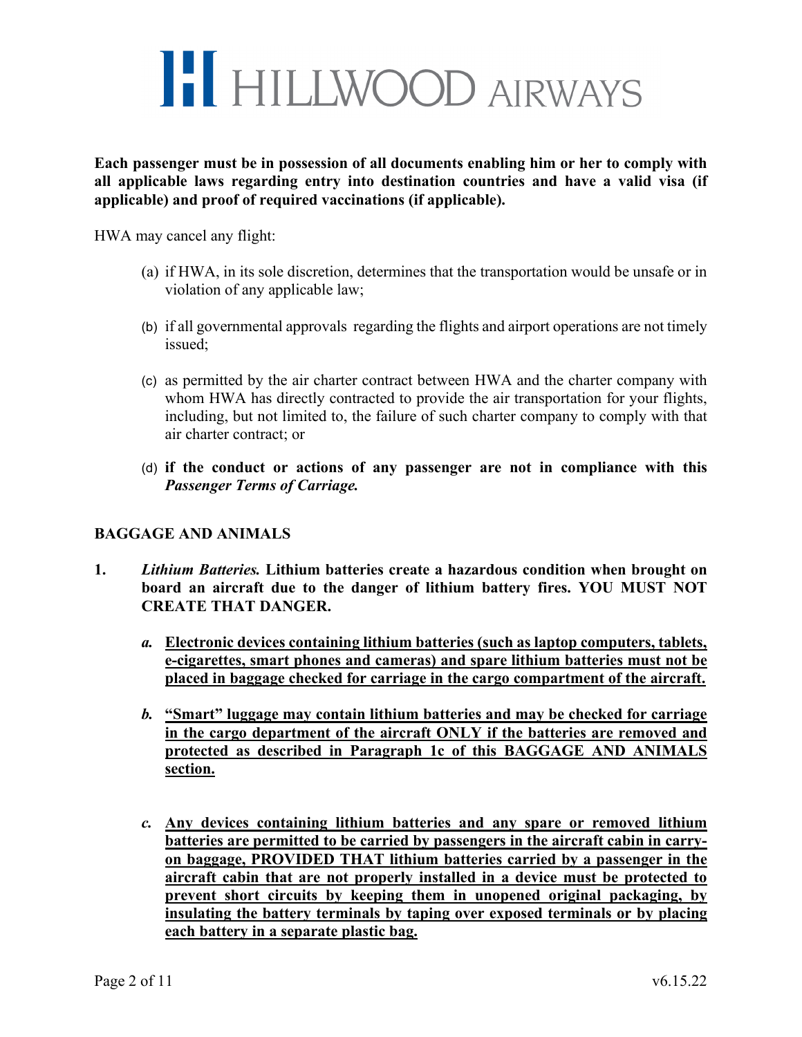**Each passenger must be in possession of all documents enabling him or her to comply with all applicable laws regarding entry into destination countries and have a valid visa (if applicable) and proof of required vaccinations (if applicable).**

HWA may cancel any flight:

(a) if HWA, in its sole discretion, determines that the transportation would be unsafe or in violation of any applicable law;

(b) if all governmental approvals regarding the flights and airport operations are not timely issued;

(c) as permitted by the air charter contract between HWA and the charter company with whom HWA has directly contracted to provide the air transportation for your flights, including, but not limited to, the failure of such charter company to comply with that air charter contract; or

(d) **if the conduct or actions of any passenger are not in compliance with this *Passenger Terms of Carriage.***

## BAGGAGE AND ANIMALS

**1.** ***Lithium Batteries.*** **Lithium batteries create a hazardous condition when brought on board an aircraft due to the danger of lithium battery fires. YOU MUST NOT CREATE THAT DANGER.**

*a.* <u>**Electronic devices containing lithium batteries (such as laptop computers, tablets, e-cigarettes, smart phones and cameras) and spare lithium batteries must not be placed in baggage checked for carriage in the cargo compartment of the aircraft.**</u>

*b.* <u>**"Smart" luggage may contain lithium batteries and may be checked for carriage in the cargo department of the aircraft ONLY if the batteries are removed and protected as described in Paragraph 1c of this BAGGAGE AND ANIMALS section.**</u>

*c.* <u>**Any devices containing lithium batteries and any spare or removed lithium batteries are permitted to be carried by passengers in the aircraft cabin in carry-on baggage, PROVIDED THAT lithium batteries carried by a passenger in the aircraft cabin that are not properly installed in a device must be protected to prevent short circuits by keeping them in unopened original packaging, by insulating the battery terminals by taping over exposed terminals or by placing each battery in a separate plastic bag.**</u>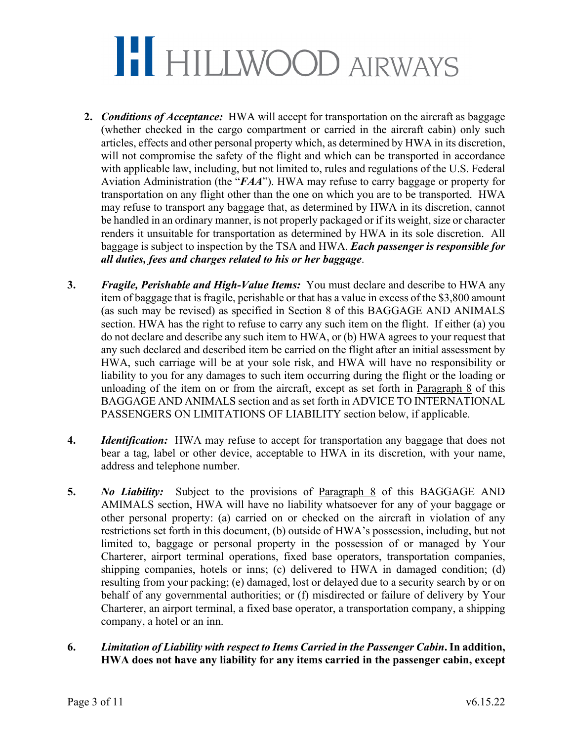2. ***Conditions of Acceptance:*** HWA will accept for transportation on the aircraft as baggage (whether checked in the cargo compartment or carried in the aircraft cabin) only such articles, effects and other personal property which, as determined by HWA in its discretion, will not compromise the safety of the flight and which can be transported in accordance with applicable law, including, but not limited to, rules and regulations of the U.S. Federal Aviation Administration (the "***FAA***"). HWA may refuse to carry baggage or property for transportation on any flight other than the one on which you are to be transported. HWA may refuse to transport any baggage that, as determined by HWA in its discretion, cannot be handled in an ordinary manner, is not properly packaged or if its weight, size or character renders it unsuitable for transportation as determined by HWA in its sole discretion. All baggage is subject to inspection by the TSA and HWA. ***Each passenger is responsible for all duties, fees and charges related to his or her baggage***.

3. ***Fragile, Perishable and High-Value Items:*** You must declare and describe to HWA any item of baggage that is fragile, perishable or that has a value in excess of the $3,800 amount (as such may be revised) as specified in Section 8 of this BAGGAGE AND ANIMALS section. HWA has the right to refuse to carry any such item on the flight. If either (a) you do not declare and describe any such item to HWA, or (b) HWA agrees to your request that any such declared and described item be carried on the flight after an initial assessment by HWA, such carriage will be at your sole risk, and HWA will have no responsibility or liability to you for any damages to such item occurring during the flight or the loading or unloading of the item on or from the aircraft, except as set forth in Paragraph 8 of this BAGGAGE AND ANIMALS section and as set forth in ADVICE TO INTERNATIONAL PASSENGERS ON LIMITATIONS OF LIABILITY section below, if applicable.

4. ***Identification:*** HWA may refuse to accept for transportation any baggage that does not bear a tag, label or other device, acceptable to HWA in its discretion, with your name, address and telephone number.

5. ***No Liability:*** Subject to the provisions of Paragraph 8 of this BAGGAGE AND AMIMALS section, HWA will have no liability whatsoever for any of your baggage or other personal property: (a) carried on or checked on the aircraft in violation of any restrictions set forth in this document, (b) outside of HWA's possession, including, but not limited to, baggage or personal property in the possession of or managed by Your Charterer, airport terminal operations, fixed base operators, transportation companies, shipping companies, hotels or inns; (c) delivered to HWA in damaged condition; (d) resulting from your packing; (e) damaged, lost or delayed due to a security search by or on behalf of any governmental authorities; or (f) misdirected or failure of delivery by Your Charterer, an airport terminal, a fixed base operator, a transportation company, a shipping company, a hotel or an inn.

6. ***Limitation of Liability with respect to Items Carried in the Passenger Cabin*. In addition, HWA does not have any liability for any items carried in the passenger cabin, except**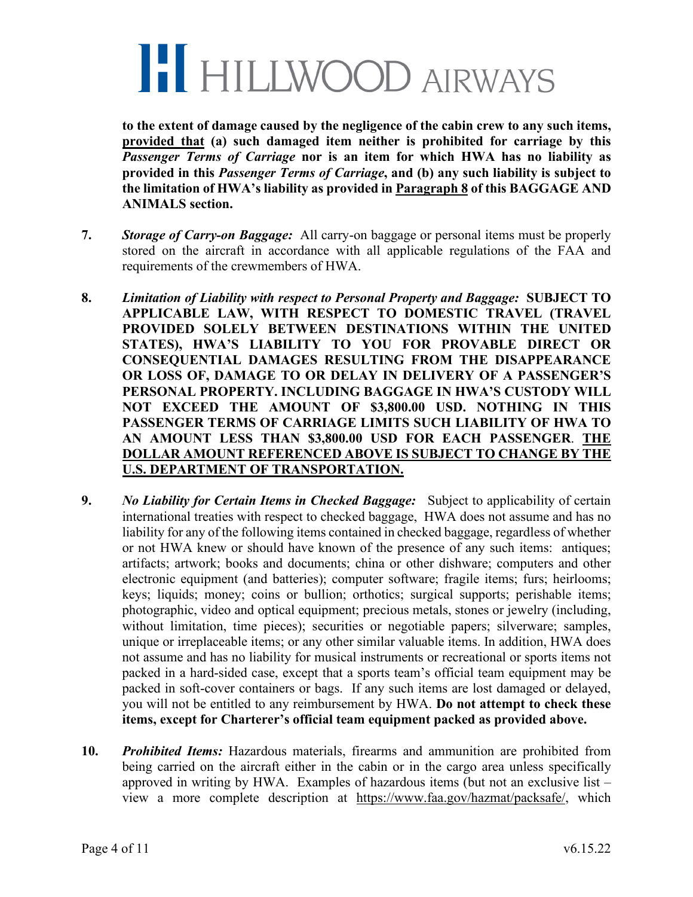**to the extent of damage caused by the negligence of the cabin crew to any such items, provided that (a) such damaged item neither is prohibited for carriage by this *Passenger Terms of Carriage* nor is an item for which HWA has no liability as provided in this *Passenger Terms of Carriage*, and (b) any such liability is subject to the limitation of HWA's liability as provided in Paragraph 8 of this BAGGAGE AND ANIMALS section.**

7. ***Storage of Carry-on Baggage:*** All carry-on baggage or personal items must be properly stored on the aircraft in accordance with all applicable regulations of the FAA and requirements of the crewmembers of HWA.

8. ***Limitation of Liability with respect to Personal Property and Baggage:*** **SUBJECT TO APPLICABLE LAW, WITH RESPECT TO DOMESTIC TRAVEL (TRAVEL PROVIDED SOLELY BETWEEN DESTINATIONS WITHIN THE UNITED STATES), HWA'S LIABILITY TO YOU FOR PROVABLE DIRECT OR CONSEQUENTIAL DAMAGES RESULTING FROM THE DISAPPEARANCE OR LOSS OF, DAMAGE TO OR DELAY IN DELIVERY OF A PASSENGER'S PERSONAL PROPERTY. INCLUDING BAGGAGE IN HWA'S CUSTODY WILL NOT EXCEED THE AMOUNT OF $3,800.00 USD. NOTHING IN THIS PASSENGER TERMS OF CARRIAGE LIMITS SUCH LIABILITY OF HWA TO AN AMOUNT LESS THAN $3,800.00 USD FOR EACH PASSENGER. THE DOLLAR AMOUNT REFERENCED ABOVE IS SUBJECT TO CHANGE BY THE U.S. DEPARTMENT OF TRANSPORTATION.**

9. ***No Liability for Certain Items in Checked Baggage:*** Subject to applicability of certain international treaties with respect to checked baggage, HWA does not assume and has no liability for any of the following items contained in checked baggage, regardless of whether or not HWA knew or should have known of the presence of any such items: antiques; artifacts; artwork; books and documents; china or other dishware; computers and other electronic equipment (and batteries); computer software; fragile items; furs; heirlooms; keys; liquids; money; coins or bullion; orthotics; surgical supports; perishable items; photographic, video and optical equipment; precious metals, stones or jewelry (including, without limitation, time pieces); securities or negotiable papers; silverware; samples, unique or irreplaceable items; or any other similar valuable items. In addition, HWA does not assume and has no liability for musical instruments or recreational or sports items not packed in a hard-sided case, except that a sports team's official team equipment may be packed in soft-cover containers or bags. If any such items are lost damaged or delayed, you will not be entitled to any reimbursement by HWA. **Do not attempt to check these items, except for Charterer's official team equipment packed as provided above.**

10. ***Prohibited Items:*** Hazardous materials, firearms and ammunition are prohibited from being carried on the aircraft either in the cabin or in the cargo area unless specifically approved in writing by HWA. Examples of hazardous items (but not an exclusive list – view a more complete description at https://www.faa.gov/hazmat/packsafe/, which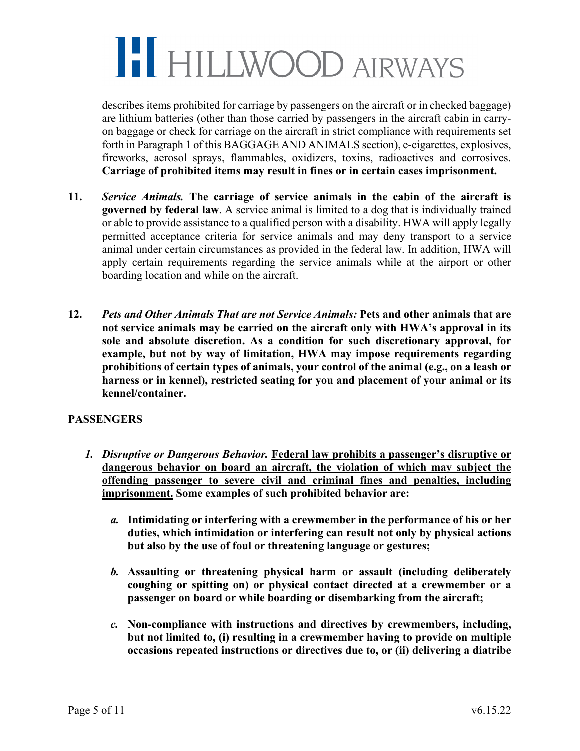describes items prohibited for carriage by passengers on the aircraft or in checked baggage) are lithium batteries (other than those carried by passengers in the aircraft cabin in carry-on baggage or check for carriage on the aircraft in strict compliance with requirements set forth in Paragraph 1 of this BAGGAGE AND ANIMALS section), e-cigarettes, explosives, fireworks, aerosol sprays, flammables, oxidizers, toxins, radioactives and corrosives. **Carriage of prohibited items may result in fines or in certain cases imprisonment.**

**11.** ***Service Animals.*** **The carriage of service animals in the cabin of the aircraft is governed by federal law**. A service animal is limited to a dog that is individually trained or able to provide assistance to a qualified person with a disability. HWA will apply legally permitted acceptance criteria for service animals and may deny transport to a service animal under certain circumstances as provided in the federal law. In addition, HWA will apply certain requirements regarding the service animals while at the airport or other boarding location and while on the aircraft.

**12.** ***Pets and Other Animals That are not Service Animals:*** **Pets and other animals that are not service animals may be carried on the aircraft only with HWA's approval in its sole and absolute discretion. As a condition for such discretionary approval, for example, but not by way of limitation, HWA may impose requirements regarding prohibitions of certain types of animals, your control of the animal (e.g., on a leash or harness or in kennel), restricted seating for you and placement of your animal or its kennel/container.**

## PASSENGERS

*1.* ***Disruptive or Dangerous Behavior.*** **Federal law prohibits a passenger's disruptive or dangerous behavior on board an aircraft, the violation of which may subject the offending passenger to severe civil and criminal fines and penalties, including imprisonment. Some examples of such prohibited behavior are:**

*a.* **Intimidating or interfering with a crewmember in the performance of his or her duties, which intimidation or interfering can result not only by physical actions but also by the use of foul or threatening language or gestures;**

*b.* **Assaulting or threatening physical harm or assault (including deliberately coughing or spitting on) or physical contact directed at a crewmember or a passenger on board or while boarding or disembarking from the aircraft;**

*c.* **Non-compliance with instructions and directives by crewmembers, including, but not limited to, (i) resulting in a crewmember having to provide on multiple occasions repeated instructions or directives due to, or (ii) delivering a diatribe**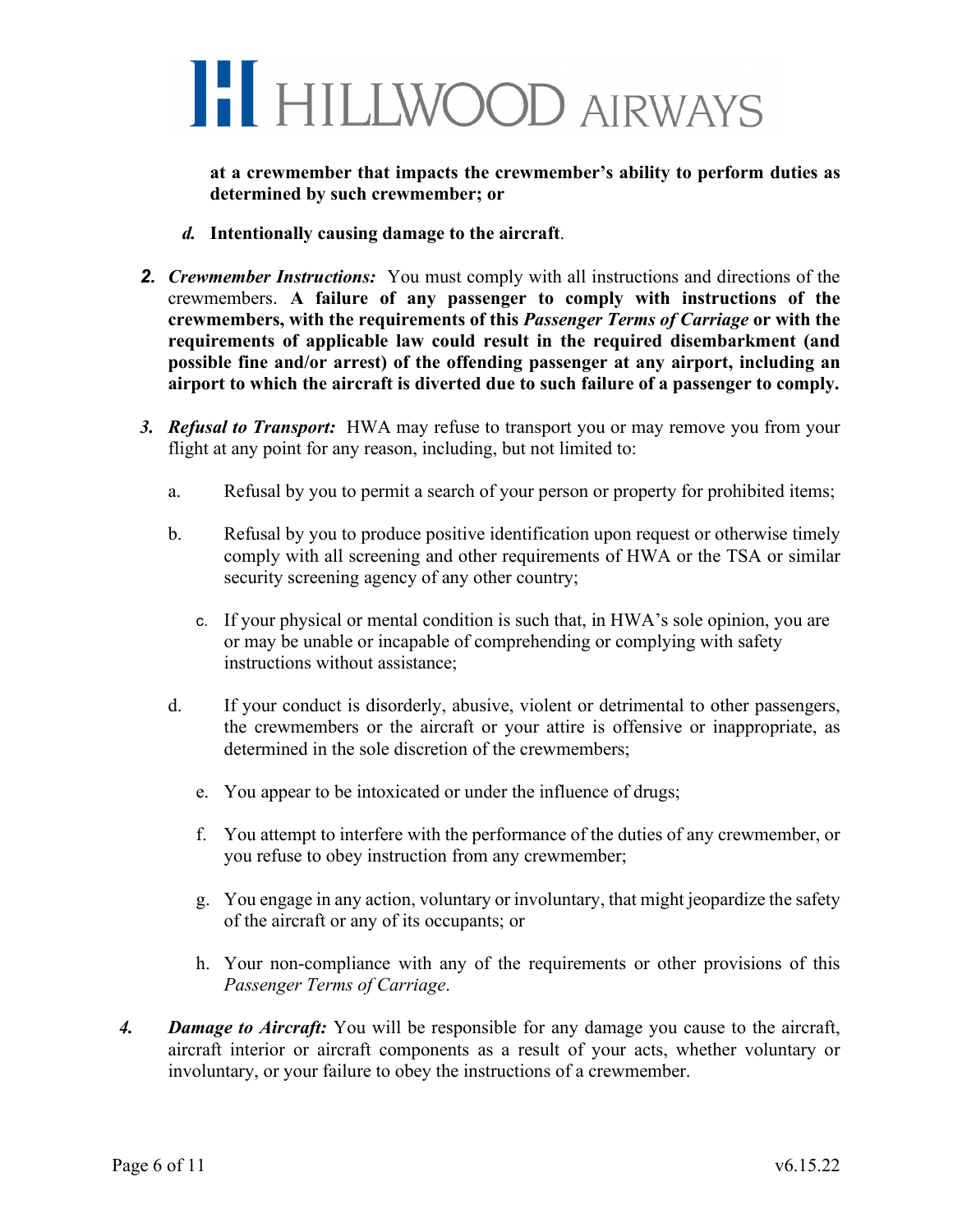**at a crewmember that impacts the crewmember's ability to perform duties as determined by such crewmember; or**

*d.* **Intentionally causing damage to the aircraft**.

2. ***Crewmember Instructions:*** You must comply with all instructions and directions of the crewmembers. **A failure of any passenger to comply with instructions of the crewmembers, with the requirements of this *Passenger Terms of Carriage* or with the requirements of applicable law could result in the required disembarkment (and possible fine and/or arrest) of the offending passenger at any airport, including an airport to which the aircraft is diverted due to such failure of a passenger to comply.**

3. ***Refusal to Transport:*** HWA may refuse to transport you or may remove you from your flight at any point for any reason, including, but not limited to:

    a. Refusal by you to permit a search of your person or property for prohibited items;

    b. Refusal by you to produce positive identification upon request or otherwise timely comply with all screening and other requirements of HWA or the TSA or similar security screening agency of any other country;

    c. If your physical or mental condition is such that, in HWA's sole opinion, you are or may be unable or incapable of comprehending or complying with safety instructions without assistance;

    d. If your conduct is disorderly, abusive, violent or detrimental to other passengers, the crewmembers or the aircraft or your attire is offensive or inappropriate, as determined in the sole discretion of the crewmembers;

    e. You appear to be intoxicated or under the influence of drugs;

    f. You attempt to interfere with the performance of the duties of any crewmember, or you refuse to obey instruction from any crewmember;

    g. You engage in any action, voluntary or involuntary, that might jeopardize the safety of the aircraft or any of its occupants; or

    h. Your non-compliance with any of the requirements or other provisions of this *Passenger Terms of Carriage*.

4. ***Damage to Aircraft:*** You will be responsible for any damage you cause to the aircraft, aircraft interior or aircraft components as a result of your acts, whether voluntary or involuntary, or your failure to obey the instructions of a crewmember.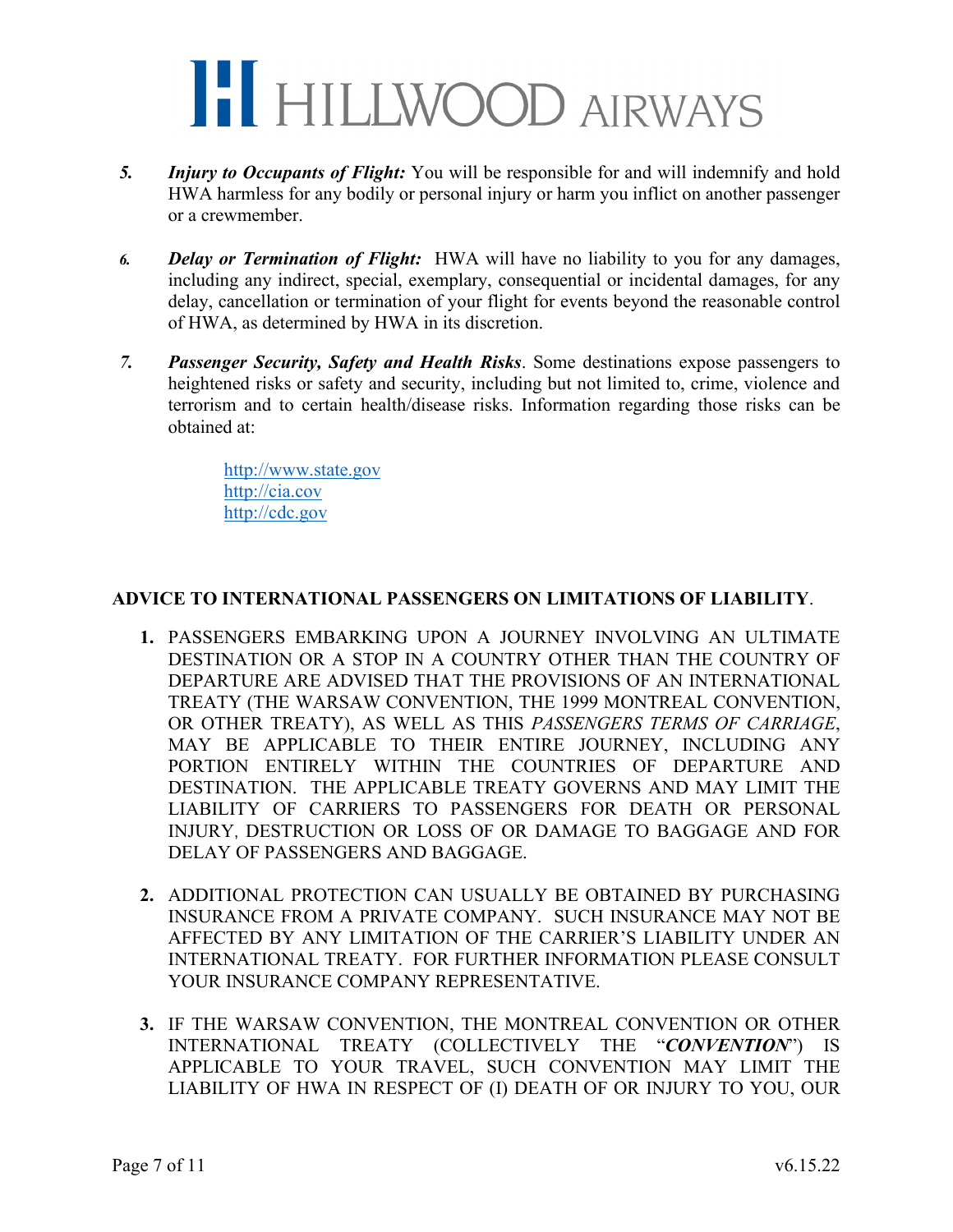5. ***Injury to Occupants of Flight:*** You will be responsible for and will indemnify and hold HWA harmless for any bodily or personal injury or harm you inflict on another passenger or a crewmember.

6. ***Delay or Termination of Flight:*** HWA will have no liability to you for any damages, including any indirect, special, exemplary, consequential or incidental damages, for any delay, cancellation or termination of your flight for events beyond the reasonable control of HWA, as determined by HWA in its discretion.

7. ***Passenger Security, Safety and Health Risks***. Some destinations expose passengers to heightened risks or safety and security, including but not limited to, crime, violence and terrorism and to certain health/disease risks. Information regarding those risks can be obtained at:

   http://www.state.gov
   http://cia.cov
   http://cdc.gov

**ADVICE TO INTERNATIONAL PASSENGERS ON LIMITATIONS OF LIABILITY**.

1. PASSENGERS EMBARKING UPON A JOURNEY INVOLVING AN ULTIMATE DESTINATION OR A STOP IN A COUNTRY OTHER THAN THE COUNTRY OF DEPARTURE ARE ADVISED THAT THE PROVISIONS OF AN INTERNATIONAL TREATY (THE WARSAW CONVENTION, THE 1999 MONTREAL CONVENTION, OR OTHER TREATY), AS WELL AS THIS *PASSENGERS TERMS OF CARRIAGE*, MAY BE APPLICABLE TO THEIR ENTIRE JOURNEY, INCLUDING ANY PORTION ENTIRELY WITHIN THE COUNTRIES OF DEPARTURE AND DESTINATION. THE APPLICABLE TREATY GOVERNS AND MAY LIMIT THE LIABILITY OF CARRIERS TO PASSENGERS FOR DEATH OR PERSONAL INJURY, DESTRUCTION OR LOSS OF OR DAMAGE TO BAGGAGE AND FOR DELAY OF PASSENGERS AND BAGGAGE.

2. ADDITIONAL PROTECTION CAN USUALLY BE OBTAINED BY PURCHASING INSURANCE FROM A PRIVATE COMPANY. SUCH INSURANCE MAY NOT BE AFFECTED BY ANY LIMITATION OF THE CARRIER'S LIABILITY UNDER AN INTERNATIONAL TREATY. FOR FURTHER INFORMATION PLEASE CONSULT YOUR INSURANCE COMPANY REPRESENTATIVE.

3. IF THE WARSAW CONVENTION, THE MONTREAL CONVENTION OR OTHER INTERNATIONAL TREATY (COLLECTIVELY THE "***CONVENTION***") IS APPLICABLE TO YOUR TRAVEL, SUCH CONVENTION MAY LIMIT THE LIABILITY OF HWA IN RESPECT OF (I) DEATH OF OR INJURY TO YOU, OUR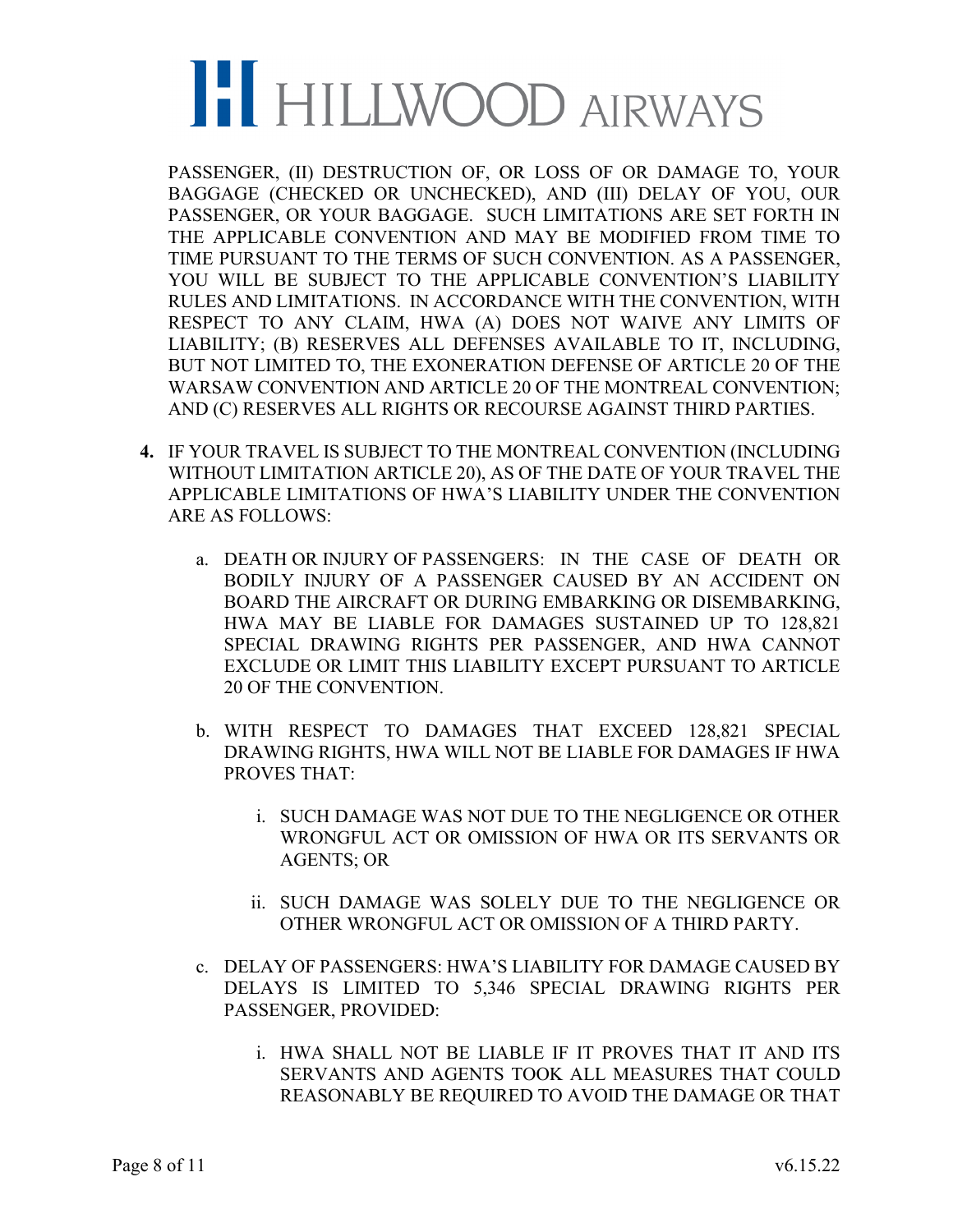PASSENGER, (II) DESTRUCTION OF, OR LOSS OF OR DAMAGE TO, YOUR BAGGAGE (CHECKED OR UNCHECKED), AND (III) DELAY OF YOU, OUR PASSENGER, OR YOUR BAGGAGE. SUCH LIMITATIONS ARE SET FORTH IN THE APPLICABLE CONVENTION AND MAY BE MODIFIED FROM TIME TO TIME PURSUANT TO THE TERMS OF SUCH CONVENTION. AS A PASSENGER, YOU WILL BE SUBJECT TO THE APPLICABLE CONVENTION'S LIABILITY RULES AND LIMITATIONS. IN ACCORDANCE WITH THE CONVENTION, WITH RESPECT TO ANY CLAIM, HWA (A) DOES NOT WAIVE ANY LIMITS OF LIABILITY; (B) RESERVES ALL DEFENSES AVAILABLE TO IT, INCLUDING, BUT NOT LIMITED TO, THE EXONERATION DEFENSE OF ARTICLE 20 OF THE WARSAW CONVENTION AND ARTICLE 20 OF THE MONTREAL CONVENTION; AND (C) RESERVES ALL RIGHTS OR RECOURSE AGAINST THIRD PARTIES.

**4.** IF YOUR TRAVEL IS SUBJECT TO THE MONTREAL CONVENTION (INCLUDING WITHOUT LIMITATION ARTICLE 20), AS OF THE DATE OF YOUR TRAVEL THE APPLICABLE LIMITATIONS OF HWA'S LIABILITY UNDER THE CONVENTION ARE AS FOLLOWS:

   a. DEATH OR INJURY OF PASSENGERS: IN THE CASE OF DEATH OR BODILY INJURY OF A PASSENGER CAUSED BY AN ACCIDENT ON BOARD THE AIRCRAFT OR DURING EMBARKING OR DISEMBARKING, HWA MAY BE LIABLE FOR DAMAGES SUSTAINED UP TO 128,821 SPECIAL DRAWING RIGHTS PER PASSENGER, AND HWA CANNOT EXCLUDE OR LIMIT THIS LIABILITY EXCEPT PURSUANT TO ARTICLE 20 OF THE CONVENTION.

   b. WITH RESPECT TO DAMAGES THAT EXCEED 128,821 SPECIAL DRAWING RIGHTS, HWA WILL NOT BE LIABLE FOR DAMAGES IF HWA PROVES THAT:

      i. SUCH DAMAGE WAS NOT DUE TO THE NEGLIGENCE OR OTHER WRONGFUL ACT OR OMISSION OF HWA OR ITS SERVANTS OR AGENTS; OR

      ii. SUCH DAMAGE WAS SOLELY DUE TO THE NEGLIGENCE OR OTHER WRONGFUL ACT OR OMISSION OF A THIRD PARTY.

   c. DELAY OF PASSENGERS: HWA'S LIABILITY FOR DAMAGE CAUSED BY DELAYS IS LIMITED TO 5,346 SPECIAL DRAWING RIGHTS PER PASSENGER, PROVIDED:

      i. HWA SHALL NOT BE LIABLE IF IT PROVES THAT IT AND ITS SERVANTS AND AGENTS TOOK ALL MEASURES THAT COULD REASONABLY BE REQUIRED TO AVOID THE DAMAGE OR THAT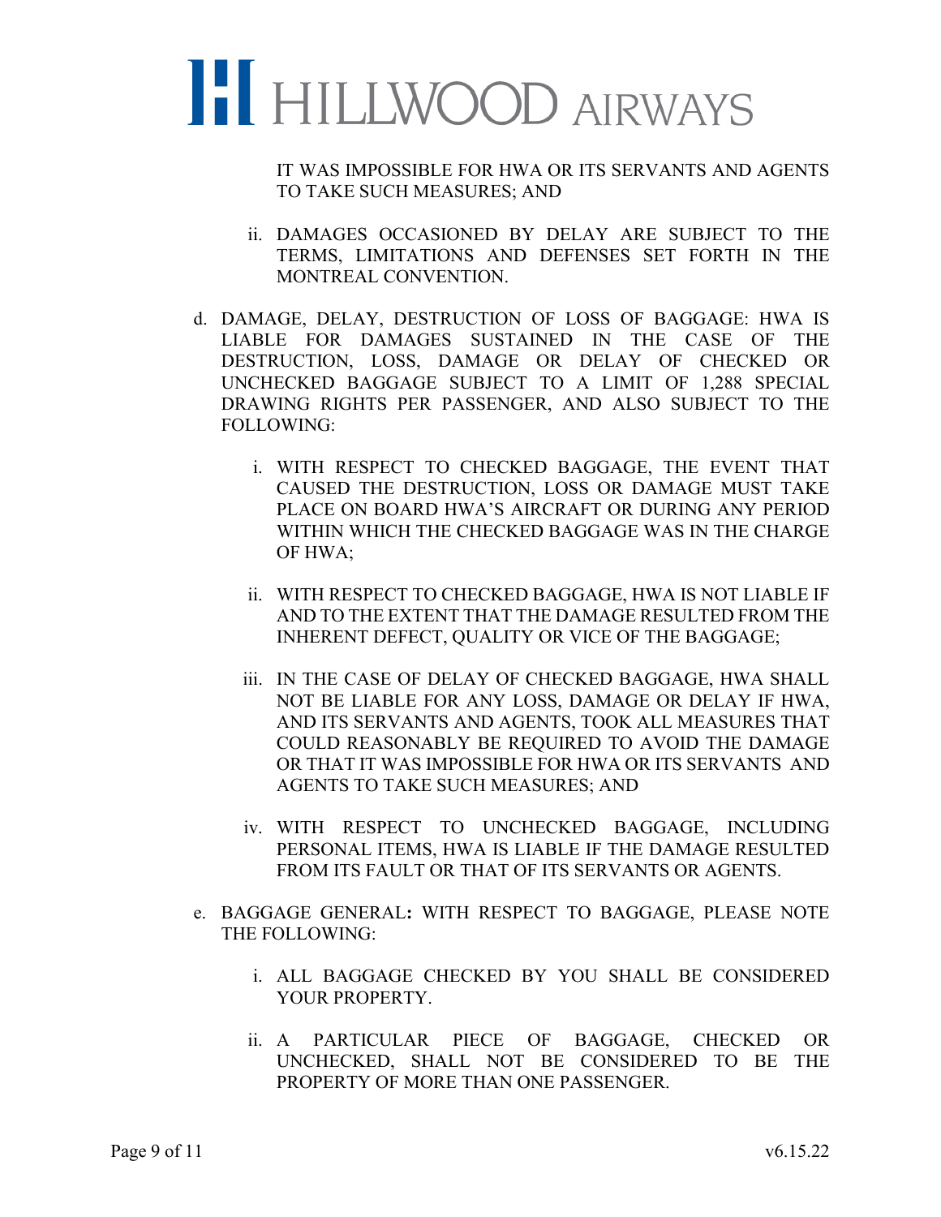IT WAS IMPOSSIBLE FOR HWA OR ITS SERVANTS AND AGENTS TO TAKE SUCH MEASURES; AND

ii. DAMAGES OCCASIONED BY DELAY ARE SUBJECT TO THE TERMS, LIMITATIONS AND DEFENSES SET FORTH IN THE MONTREAL CONVENTION.

d. DAMAGE, DELAY, DESTRUCTION OF LOSS OF BAGGAGE: HWA IS LIABLE FOR DAMAGES SUSTAINED IN THE CASE OF THE DESTRUCTION, LOSS, DAMAGE OR DELAY OF CHECKED OR UNCHECKED BAGGAGE SUBJECT TO A LIMIT OF 1,288 SPECIAL DRAWING RIGHTS PER PASSENGER, AND ALSO SUBJECT TO THE FOLLOWING:

   i. WITH RESPECT TO CHECKED BAGGAGE, THE EVENT THAT CAUSED THE DESTRUCTION, LOSS OR DAMAGE MUST TAKE PLACE ON BOARD HWA'S AIRCRAFT OR DURING ANY PERIOD WITHIN WHICH THE CHECKED BAGGAGE WAS IN THE CHARGE OF HWA;

   ii. WITH RESPECT TO CHECKED BAGGAGE, HWA IS NOT LIABLE IF AND TO THE EXTENT THAT THE DAMAGE RESULTED FROM THE INHERENT DEFECT, QUALITY OR VICE OF THE BAGGAGE;

   iii. IN THE CASE OF DELAY OF CHECKED BAGGAGE, HWA SHALL NOT BE LIABLE FOR ANY LOSS, DAMAGE OR DELAY IF HWA, AND ITS SERVANTS AND AGENTS, TOOK ALL MEASURES THAT COULD REASONABLY BE REQUIRED TO AVOID THE DAMAGE OR THAT IT WAS IMPOSSIBLE FOR HWA OR ITS SERVANTS AND AGENTS TO TAKE SUCH MEASURES; AND

   iv. WITH RESPECT TO UNCHECKED BAGGAGE, INCLUDING PERSONAL ITEMS, HWA IS LIABLE IF THE DAMAGE RESULTED FROM ITS FAULT OR THAT OF ITS SERVANTS OR AGENTS.

e. BAGGAGE GENERAL**:** WITH RESPECT TO BAGGAGE, PLEASE NOTE THE FOLLOWING:

   i. ALL BAGGAGE CHECKED BY YOU SHALL BE CONSIDERED YOUR PROPERTY.

   ii. A PARTICULAR PIECE OF BAGGAGE, CHECKED OR UNCHECKED, SHALL NOT BE CONSIDERED TO BE THE PROPERTY OF MORE THAN ONE PASSENGER.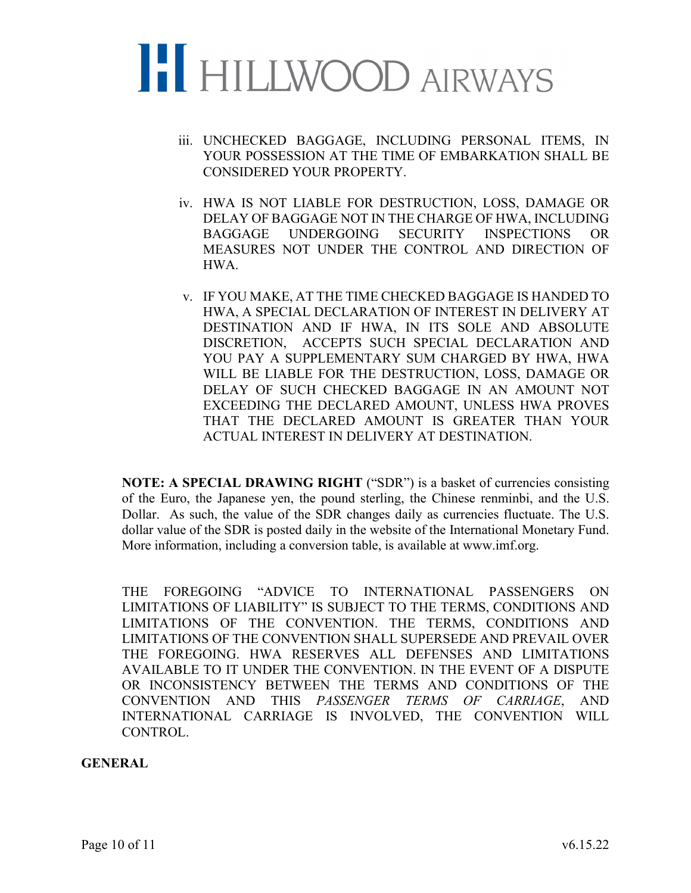iii. UNCHECKED BAGGAGE, INCLUDING PERSONAL ITEMS, IN YOUR POSSESSION AT THE TIME OF EMBARKATION SHALL BE CONSIDERED YOUR PROPERTY.

iv. HWA IS NOT LIABLE FOR DESTRUCTION, LOSS, DAMAGE OR DELAY OF BAGGAGE NOT IN THE CHARGE OF HWA, INCLUDING BAGGAGE UNDERGOING SECURITY INSPECTIONS OR MEASURES NOT UNDER THE CONTROL AND DIRECTION OF HWA.

v. IF YOU MAKE, AT THE TIME CHECKED BAGGAGE IS HANDED TO HWA, A SPECIAL DECLARATION OF INTEREST IN DELIVERY AT DESTINATION AND IF HWA, IN ITS SOLE AND ABSOLUTE DISCRETION, ACCEPTS SUCH SPECIAL DECLARATION AND YOU PAY A SUPPLEMENTARY SUM CHARGED BY HWA, HWA WILL BE LIABLE FOR THE DESTRUCTION, LOSS, DAMAGE OR DELAY OF SUCH CHECKED BAGGAGE IN AN AMOUNT NOT EXCEEDING THE DECLARED AMOUNT, UNLESS HWA PROVES THAT THE DECLARED AMOUNT IS GREATER THAN YOUR ACTUAL INTEREST IN DELIVERY AT DESTINATION.

**NOTE: A SPECIAL DRAWING RIGHT** ("SDR") is a basket of currencies consisting of the Euro, the Japanese yen, the pound sterling, the Chinese renminbi, and the U.S. Dollar. As such, the value of the SDR changes daily as currencies fluctuate. The U.S. dollar value of the SDR is posted daily in the website of the International Monetary Fund. More information, including a conversion table, is available at www.imf.org.

THE FOREGOING "ADVICE TO INTERNATIONAL PASSENGERS ON LIMITATIONS OF LIABILITY" IS SUBJECT TO THE TERMS, CONDITIONS AND LIMITATIONS OF THE CONVENTION. THE TERMS, CONDITIONS AND LIMITATIONS OF THE CONVENTION SHALL SUPERSEDE AND PREVAIL OVER THE FOREGOING. HWA RESERVES ALL DEFENSES AND LIMITATIONS AVAILABLE TO IT UNDER THE CONVENTION. IN THE EVENT OF A DISPUTE OR INCONSISTENCY BETWEEN THE TERMS AND CONDITIONS OF THE CONVENTION AND THIS *PASSENGER TERMS OF CARRIAGE*, AND INTERNATIONAL CARRIAGE IS INVOLVED, THE CONVENTION WILL CONTROL.

**GENERAL**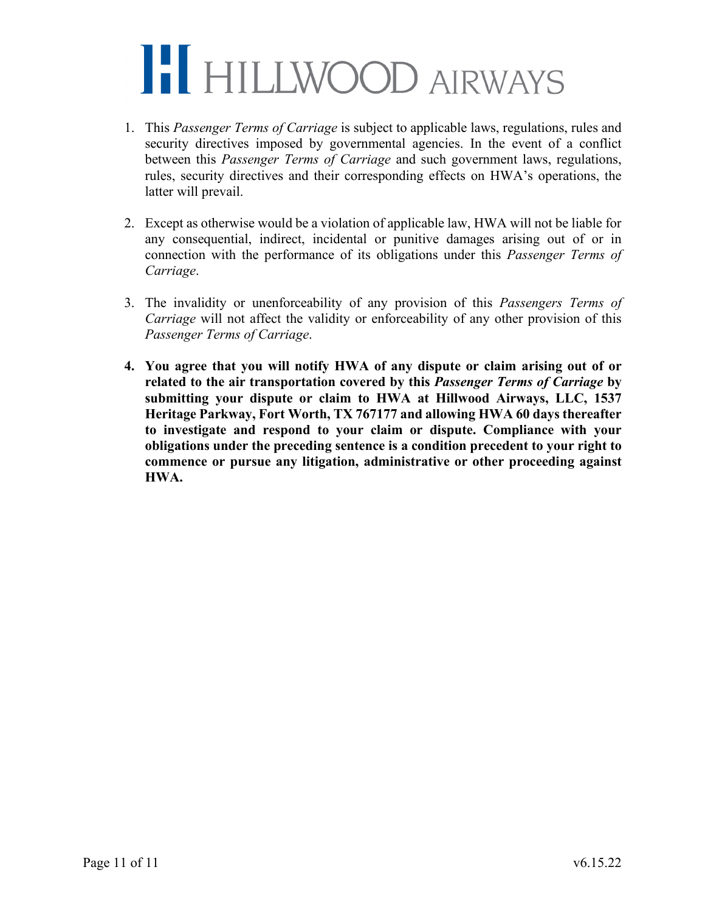1. This *Passenger Terms of Carriage* is subject to applicable laws, regulations, rules and security directives imposed by governmental agencies. In the event of a conflict between this *Passenger Terms of Carriage* and such government laws, regulations, rules, security directives and their corresponding effects on HWA's operations, the latter will prevail.

2. Except as otherwise would be a violation of applicable law, HWA will not be liable for any consequential, indirect, incidental or punitive damages arising out of or in connection with the performance of its obligations under this *Passenger Terms of Carriage*.

3. The invalidity or unenforceability of any provision of this *Passengers Terms of Carriage* will not affect the validity or enforceability of any other provision of this *Passenger Terms of Carriage*.

4. **You agree that you will notify HWA of any dispute or claim arising out of or related to the air transportation covered by this *Passenger Terms of Carriage* by submitting your dispute or claim to HWA at Hillwood Airways, LLC, 1537 Heritage Parkway, Fort Worth, TX 767177 and allowing HWA 60 days thereafter to investigate and respond to your claim or dispute. Compliance with your obligations under the preceding sentence is a condition precedent to your right to commence or pursue any litigation, administrative or other proceeding against HWA.**

v6.15.22